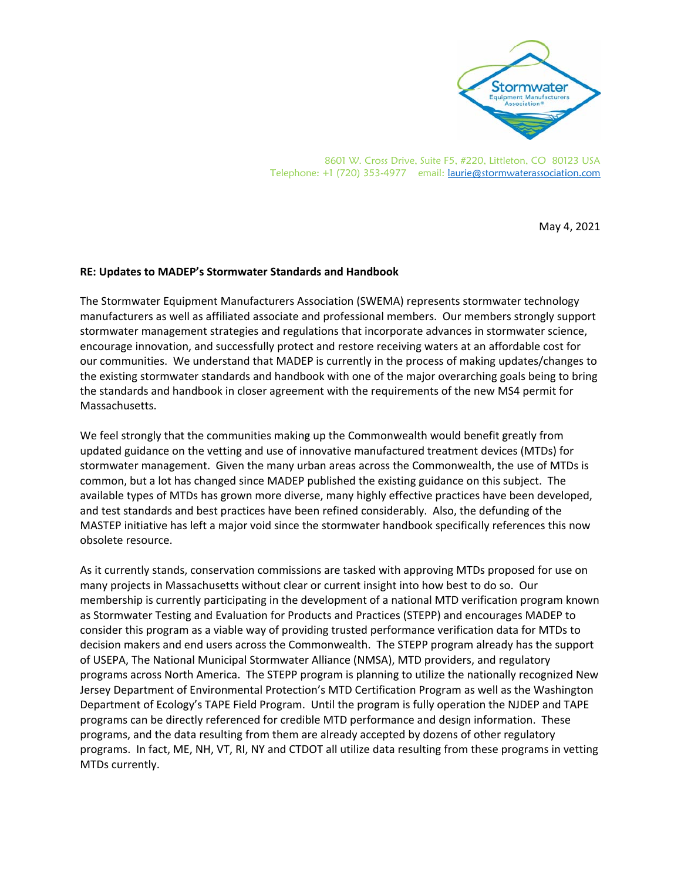Stormwater Equipment Manufacturers Association®

8601 W. Cross Drive, Suite F5, #220, Littleton, CO 80123 USA
Telephone: +1 (720) 353-4977 email: laurie@stormwaterassociation.com

May 4, 2021

**RE: Updates to MADEP's Stormwater Standards and Handbook**

The Stormwater Equipment Manufacturers Association (SWEMA) represents stormwater technology manufacturers as well as affiliated associate and professional members. Our members strongly support stormwater management strategies and regulations that incorporate advances in stormwater science, encourage innovation, and successfully protect and restore receiving waters at an affordable cost for our communities. We understand that MADEP is currently in the process of making updates/changes to the existing stormwater standards and handbook with one of the major overarching goals being to bring the standards and handbook in closer agreement with the requirements of the new MS4 permit for Massachusetts.

We feel strongly that the communities making up the Commonwealth would benefit greatly from updated guidance on the vetting and use of innovative manufactured treatment devices (MTDs) for stormwater management. Given the many urban areas across the Commonwealth, the use of MTDs is common, but a lot has changed since MADEP published the existing guidance on this subject. The available types of MTDs has grown more diverse, many highly effective practices have been developed, and test standards and best practices have been refined considerably. Also, the defunding of the MASTEP initiative has left a major void since the stormwater handbook specifically references this now obsolete resource.

As it currently stands, conservation commissions are tasked with approving MTDs proposed for use on many projects in Massachusetts without clear or current insight into how best to do so. Our membership is currently participating in the development of a national MTD verification program known as Stormwater Testing and Evaluation for Products and Practices (STEPP) and encourages MADEP to consider this program as a viable way of providing trusted performance verification data for MTDs to decision makers and end users across the Commonwealth. The STEPP program already has the support of USEPA, The National Municipal Stormwater Alliance (NMSA), MTD providers, and regulatory programs across North America. The STEPP program is planning to utilize the nationally recognized New Jersey Department of Environmental Protection's MTD Certification Program as well as the Washington Department of Ecology's TAPE Field Program. Until the program is fully operation the NJDEP and TAPE programs can be directly referenced for credible MTD performance and design information. These programs, and the data resulting from them are already accepted by dozens of other regulatory programs. In fact, ME, NH, VT, RI, NY and CTDOT all utilize data resulting from these programs in vetting MTDs currently.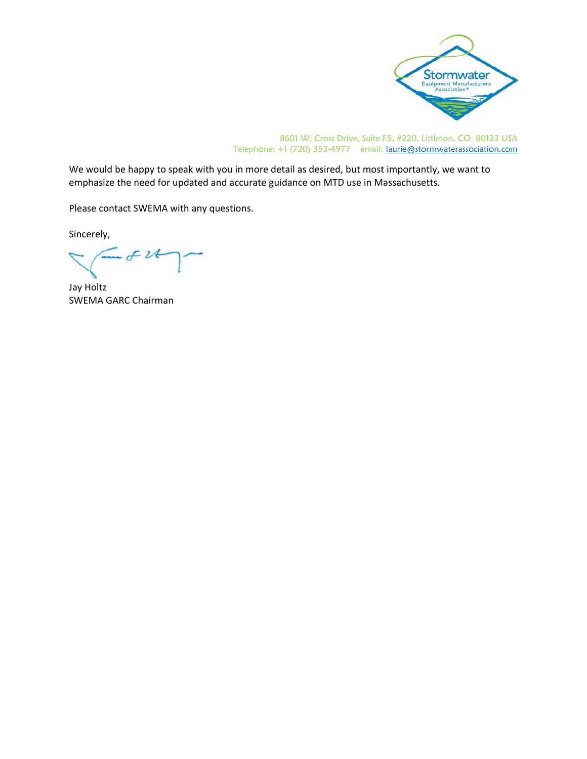8601 W. Cross Drive, Suite F5, #220, Littleton, CO 80123 USA
Telephone: +1 (720) 353-4977 email: laurie@stormwaterassociation.com

We would be happy to speak with you in more detail as desired, but most importantly, we want to emphasize the need for updated and accurate guidance on MTD use in Massachusetts.

Please contact SWEMA with any questions.

Sincerely,

Jay Holtz
SWEMA GARC Chairman